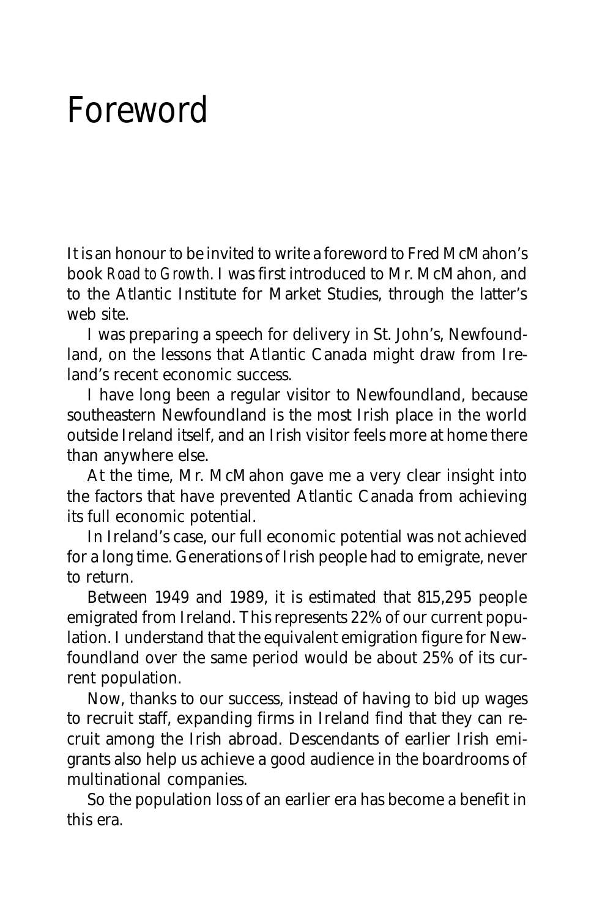# Foreword

It is an honour to be invited to write a foreword to Fred McMahon's book *Road to Growth*. I was first introduced to Mr. McMahon, and to the Atlantic Institute for Market Studies, through the latter's web site.

I was preparing a speech for delivery in St. John's, Newfoundland, on the lessons that Atlantic Canada might draw from Ireland's recent economic success.

I have long been a regular visitor to Newfoundland, because southeastern Newfoundland is the most Irish place in the world outside Ireland itself, and an Irish visitor feels more at home there than anywhere else.

At the time, Mr. McMahon gave me a very clear insight into the factors that have prevented Atlantic Canada from achieving its full economic potential.

In Ireland's case, our full economic potential was not achieved for a long time. Generations of Irish people had to emigrate, never to return.

Between 1949 and 1989, it is estimated that 815,295 people emigrated from Ireland. This represents 22% of our current population. I understand that the equivalent emigration figure for Newfoundland over the same period would be about 25% of its current population.

Now, thanks to our success, instead of having to bid up wages to recruit staff, expanding firms in Ireland find that they can recruit among the Irish abroad. Descendants of earlier Irish emigrants also help us achieve a good audience in the boardrooms of multinational companies.

So the population loss of an earlier era has become a benefit in this era.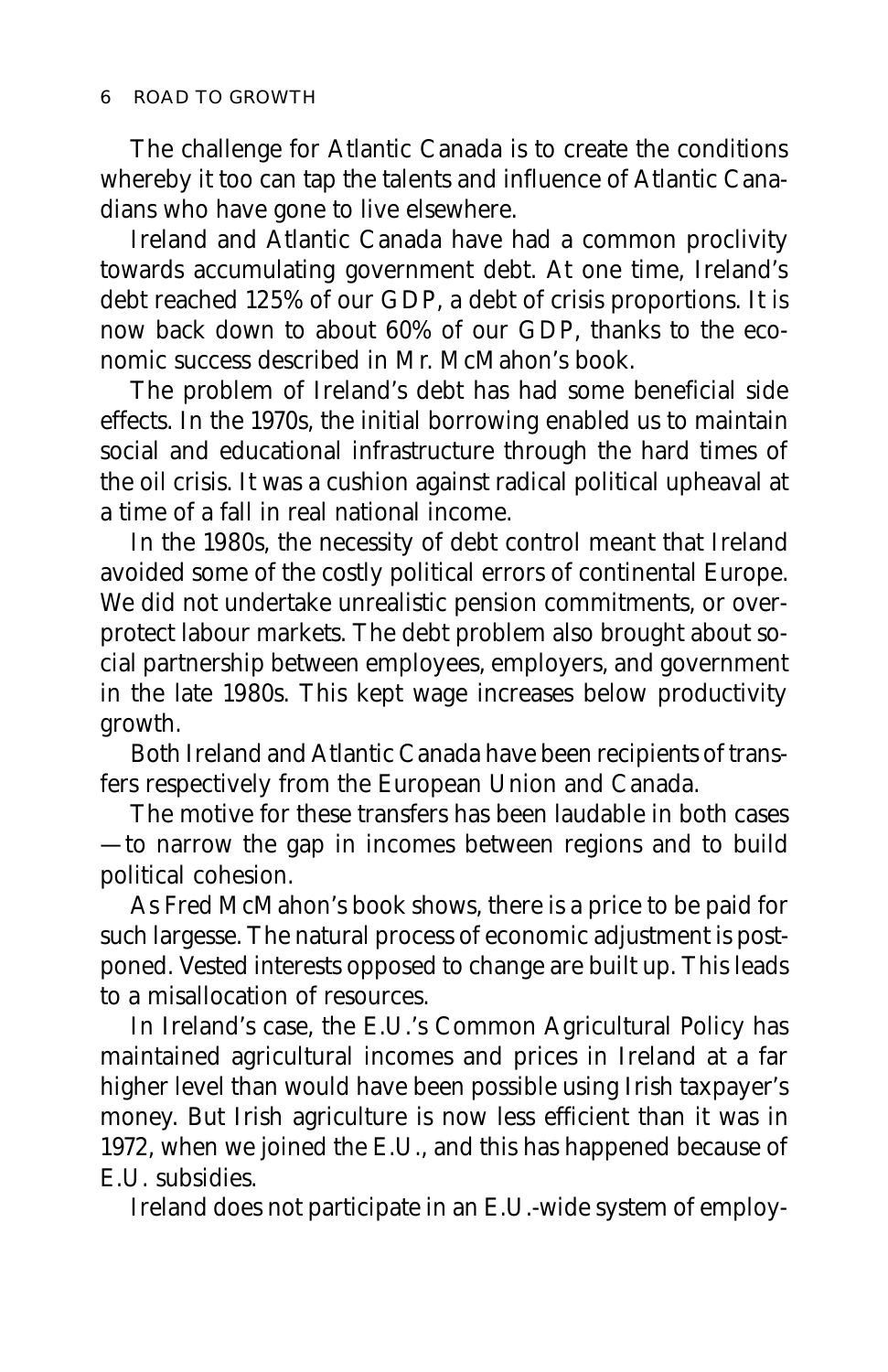The challenge for Atlantic Canada is to create the conditions whereby it too can tap the talents and influence of Atlantic Canadians who have gone to live elsewhere.

Ireland and Atlantic Canada have had a common proclivity towards accumulating government debt. At one time, Ireland's debt reached 125% of our GDP, a debt of crisis proportions. It is now back down to about 60% of our GDP, thanks to the economic success described in Mr. McMahon's book.

The problem of Ireland's debt has had some beneficial side effects. In the 1970s, the initial borrowing enabled us to maintain social and educational infrastructure through the hard times of the oil crisis. It was a cushion against radical political upheaval at a time of a fall in real national income.

In the 1980s, the necessity of debt control meant that Ireland avoided some of the costly political errors of continental Europe. We did not undertake unrealistic pension commitments, or overprotect labour markets. The debt problem also brought about social partnership between employees, employers, and government in the late 1980s. This kept wage increases below productivity growth.

Both Ireland and Atlantic Canada have been recipients of transfers respectively from the European Union and Canada.

The motive for these transfers has been laudable in both cases —to narrow the gap in incomes between regions and to build political cohesion.

As Fred McMahon's book shows, there is a price to be paid for such largesse. The natural process of economic adjustment is postponed. Vested interests opposed to change are built up. This leads to a misallocation of resources.

In Ireland's case, the E.U.'s Common Agricultural Policy has maintained agricultural incomes and prices in Ireland at a far higher level than would have been possible using Irish taxpayer's money. But Irish agriculture is now less efficient than it was in 1972, when we joined the E.U., and this has happened because of E.U. subsidies.

Ireland does not participate in an E.U.-wide system of employ-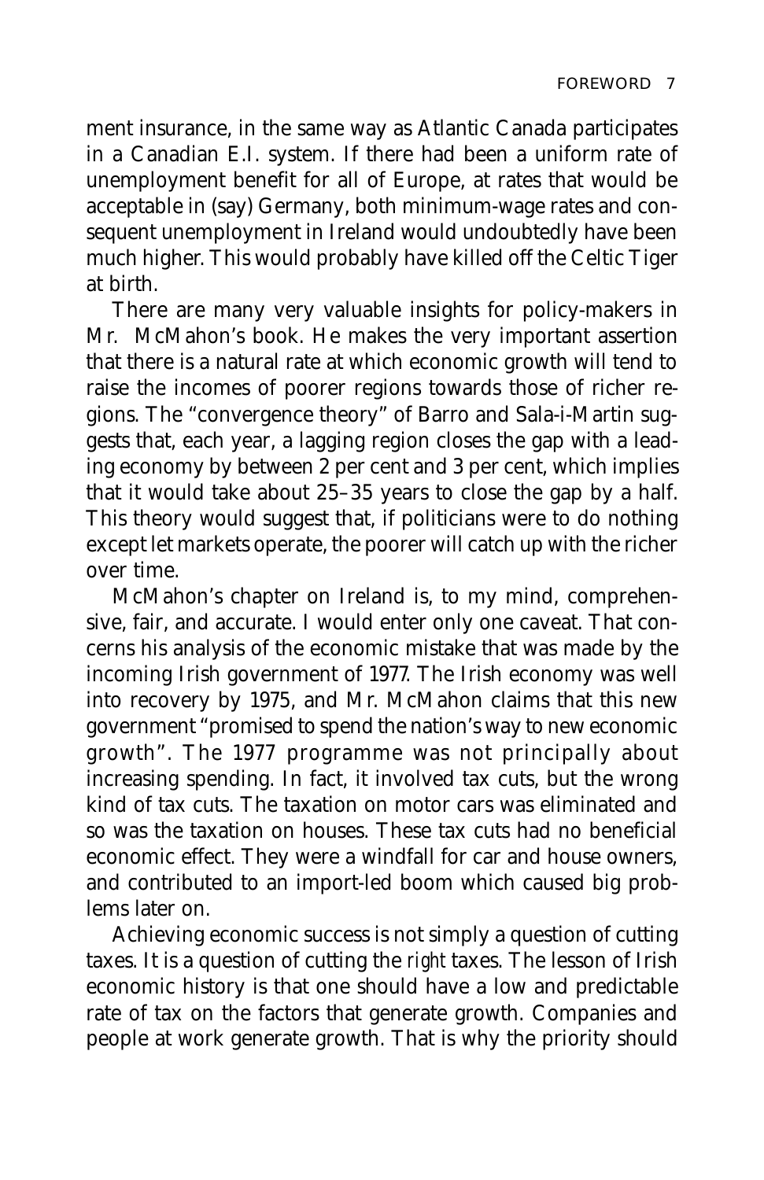ment insurance, in the same way as Atlantic Canada participates in a Canadian E.I. system. If there had been a uniform rate of unemployment benefit for all of Europe, at rates that would be acceptable in (say) Germany, both minimum-wage rates and consequent unemployment in Ireland would undoubtedly have been much higher. This would probably have killed off the Celtic Tiger at birth.

There are many very valuable insights for policy-makers in Mr. McMahon's book. He makes the very important assertion that there is a natural rate at which economic growth will tend to raise the incomes of poorer regions towards those of richer regions. The "convergence theory" of Barro and Sala-i-Martin suggests that, each year, a lagging region closes the gap with a leading economy by between 2 per cent and 3 per cent, which implies that it would take about 25–35 years to close the gap by a half. This theory would suggest that, if politicians were to do nothing except let markets operate, the poorer will catch up with the richer over time.

McMahon's chapter on Ireland is, to my mind, comprehensive, fair, and accurate. I would enter only one caveat. That concerns his analysis of the economic mistake that was made by the incoming Irish government of 1977. The Irish economy was well into recovery by 1975, and Mr. McMahon claims that this new government "promised to spend the nation's way to new economic growth". The 1977 programme was not principally about increasing spending. In fact, it involved tax cuts, but the wrong kind of tax cuts. The taxation on motor cars was eliminated and so was the taxation on houses. These tax cuts had no beneficial economic effect. They were a windfall for car and house owners, and contributed to an import-led boom which caused big problems later on.

Achieving economic success is not simply a question of cutting taxes. It is a question of cutting the *right* taxes. The lesson of Irish economic history is that one should have a low and predictable rate of tax on the factors that generate growth. Companies and people at work generate growth. That is why the priority should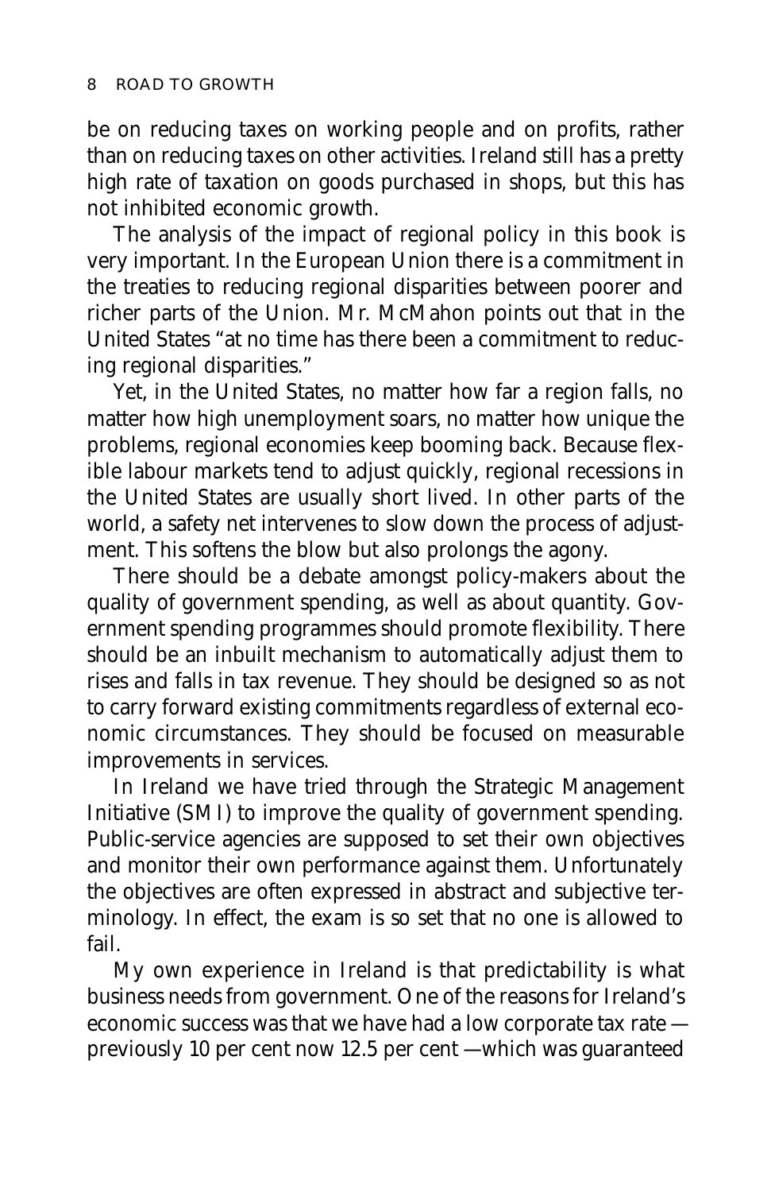be on reducing taxes on working people and on profits, rather than on reducing taxes on other activities. Ireland still has a pretty high rate of taxation on goods purchased in shops, but this has not inhibited economic growth.

The analysis of the impact of regional policy in this book is very important. In the European Union there is a commitment in the treaties to reducing regional disparities between poorer and richer parts of the Union. Mr. McMahon points out that in the United States "at no time has there been a commitment to reducing regional disparities."

Yet, in the United States, no matter how far a region falls, no matter how high unemployment soars, no matter how unique the problems, regional economies keep booming back. Because flexible labour markets tend to adjust quickly, regional recessions in the United States are usually short lived. In other parts of the world, a safety net intervenes to slow down the process of adjustment. This softens the blow but also prolongs the agony.

There should be a debate amongst policy-makers about the quality of government spending, as well as about quantity. Government spending programmes should promote flexibility. There should be an inbuilt mechanism to automatically adjust them to rises and falls in tax revenue. They should be designed so as not to carry forward existing commitments regardless of external economic circumstances. They should be focused on measurable improvements in services.

In Ireland we have tried through the Strategic Management Initiative (SMI) to improve the quality of government spending. Public-service agencies are supposed to set their own objectives and monitor their own performance against them. Unfortunately the objectives are often expressed in abstract and subjective terminology. In effect, the exam is so set that no one is allowed to fail.

My own experience in Ireland is that predictability is what business needs from government. One of the reasons for Ireland's economic success was that we have had a low corporate tax rate — previously 10 per cent now 12.5 per cent —which was guaranteed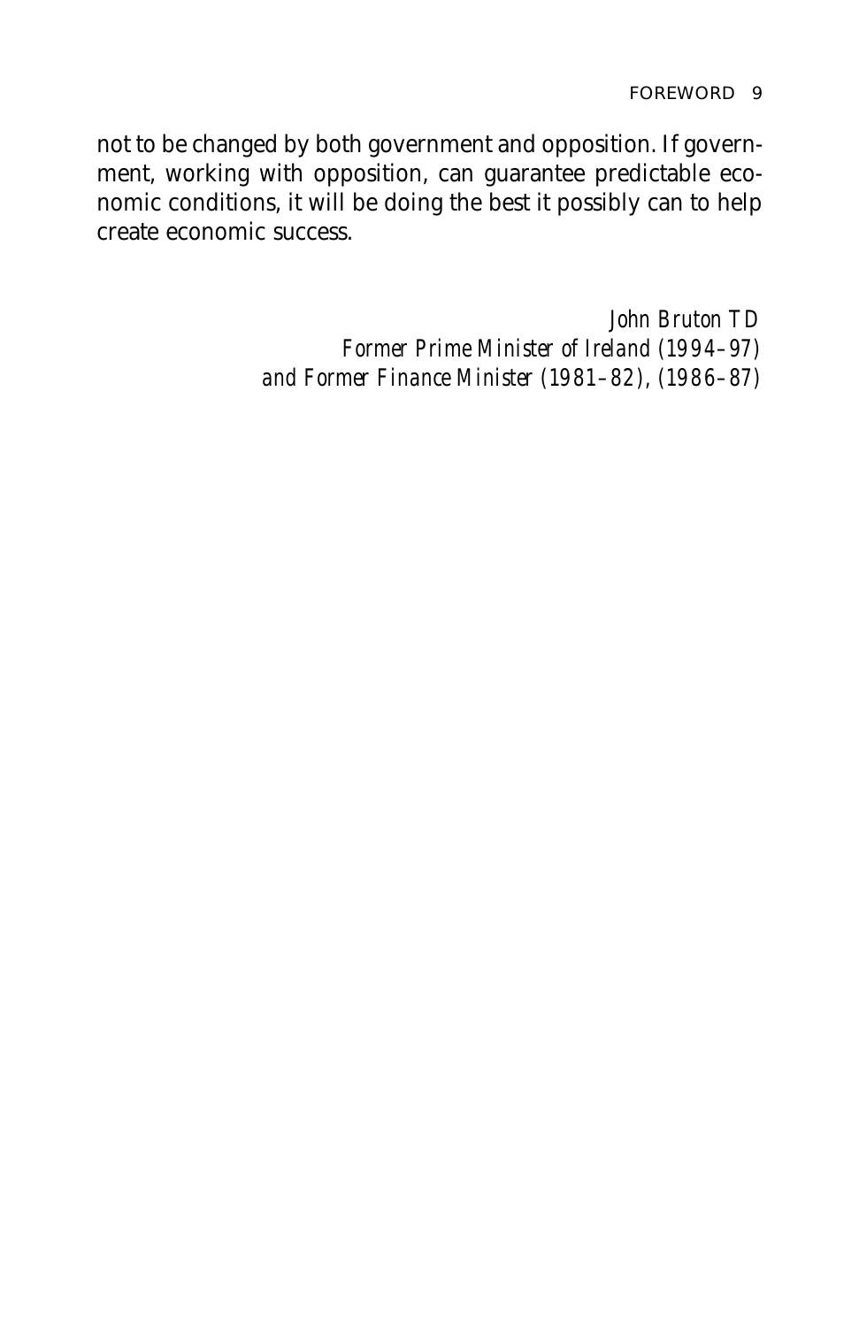not to be changed by both government and opposition. If government, working with opposition, can guarantee predictable economic conditions, it will be doing the best it possibly can to help create economic success.

*John Bruton TD*
*Former Prime Minister of Ireland (1994–97)*
*and Former Finance Minister (1981–82), (1986–87)*